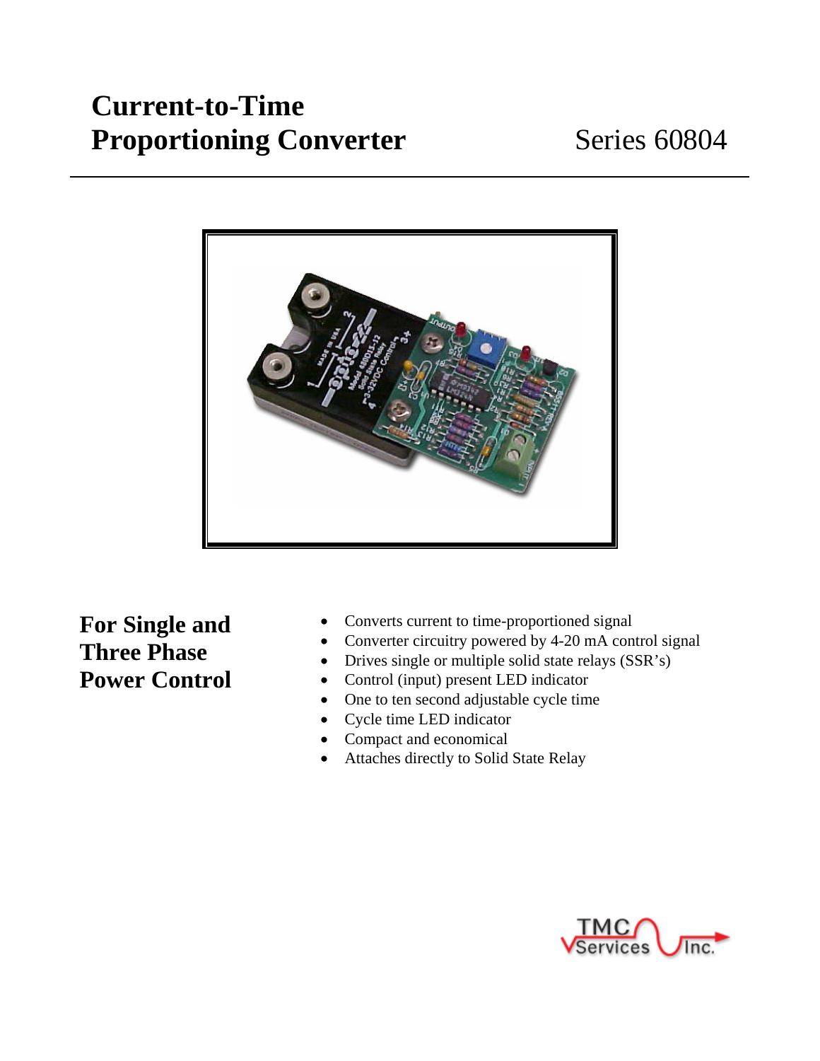# Current-to-Time Proportioning Converter

Series 60804

## For Single and Three Phase Power Control

- Converts current to time-proportioned signal
- Converter circuitry powered by 4-20 mA control signal
- Drives single or multiple solid state relays (SSR's)
- Control (input) present LED indicator
- One to ten second adjustable cycle time
- Cycle time LED indicator
- Compact and economical
- Attaches directly to Solid State Relay

TMC Services Inc.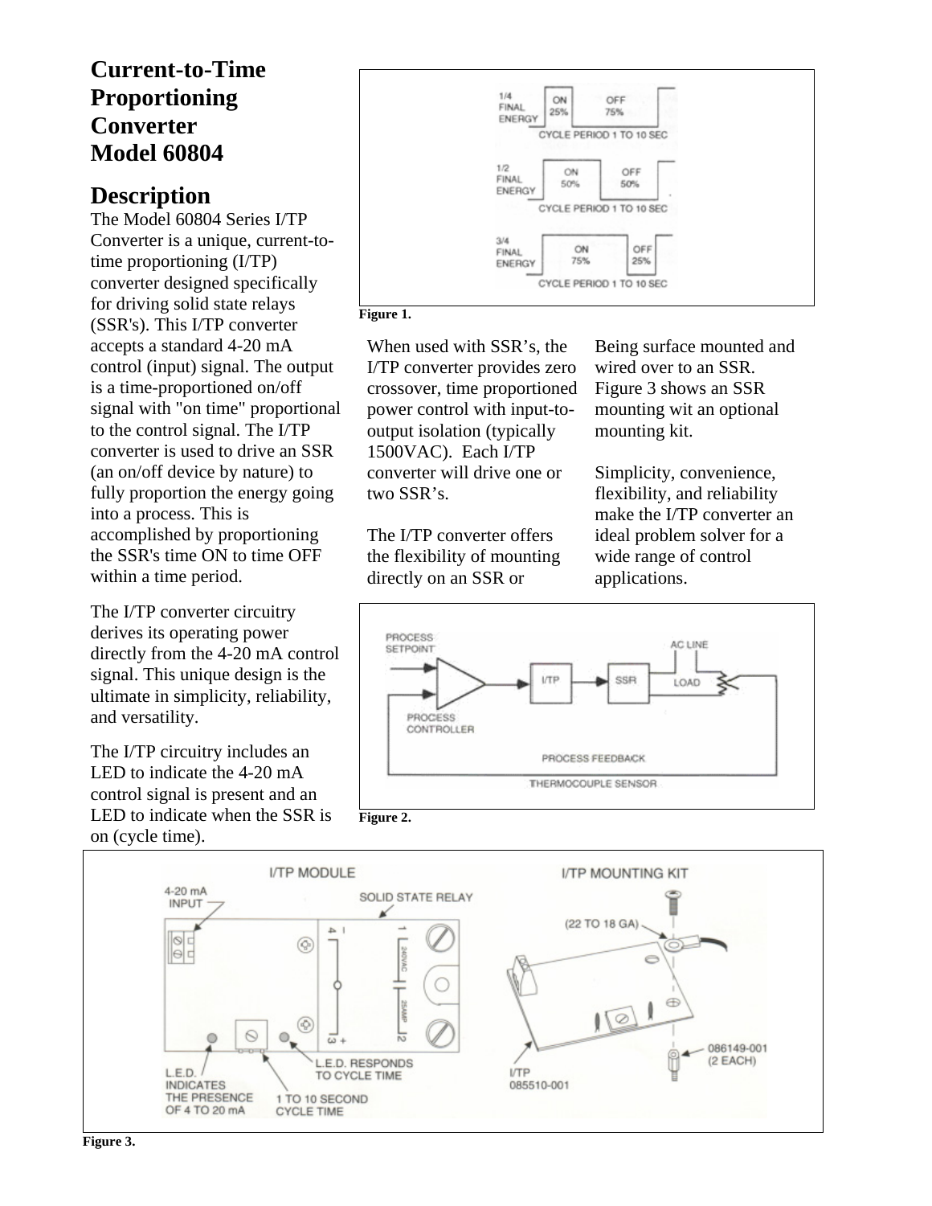# Current-to-Time Proportioning Converter Model 60804

## Description

The Model 60804 Series I/TP Converter is a unique, current-to-time proportioning (I/TP) converter designed specifically for driving solid state relays (SSR's). This I/TP converter accepts a standard 4-20 mA control (input) signal. The output is a time-proportioned on/off signal with "on time" proportional to the control signal. The I/TP converter is used to drive an SSR (an on/off device by nature) to fully proportion the energy going into a process. This is accomplished by proportioning the SSR's time ON to time OFF within a time period.

The I/TP converter circuitry derives its operating power directly from the 4-20 mA control signal. This unique design is the ultimate in simplicity, reliability, and versatility.

The I/TP circuitry includes an LED to indicate the 4-20 mA control signal is present and an LED to indicate when the SSR is on (cycle time).

**Figure 1.**

When used with SSR's, the I/TP converter provides zero crossover, time proportioned power control with input-to-output isolation (typically 1500VAC). Each I/TP converter will drive one or two SSR's.

The I/TP converter offers the flexibility of mounting directly on an SSR or Being surface mounted and wired over to an SSR. Figure 3 shows an SSR mounting wit an optional mounting kit.

Simplicity, convenience, flexibility, and reliability make the I/TP converter an ideal problem solver for a wide range of control applications.

**Figure 2.**

**Figure 3.**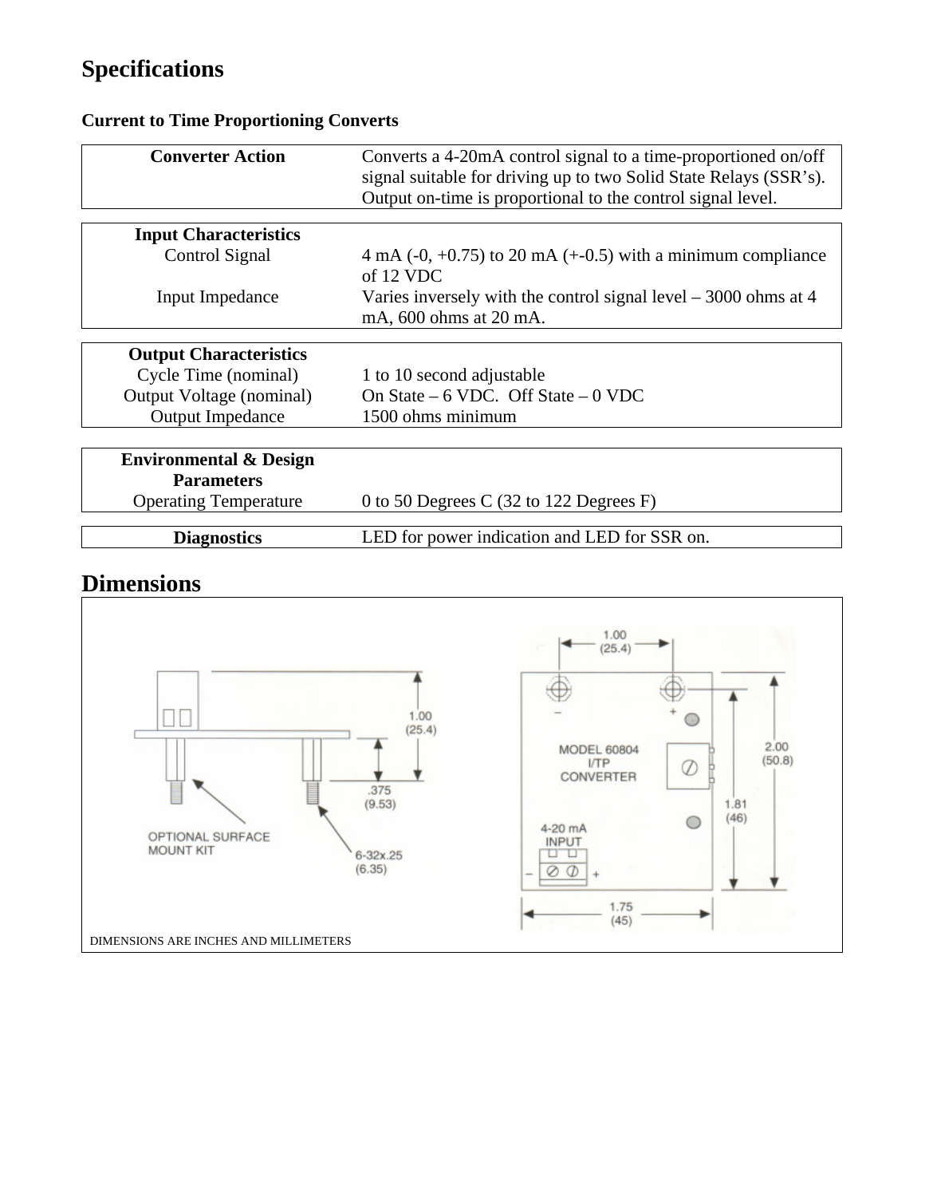# Specifications

### Current to Time Proportioning Converts

| | |
|---|---|
| **Converter Action** | Converts a 4-20mA control signal to a time-proportioned on/off signal suitable for driving up to two Solid State Relays (SSR's). Output on-time is proportional to the control signal level. |

| | |
|---|---|
| **Input Characteristics** | |
| Control Signal | 4 mA (-0, +0.75) to 20 mA (+-0.5) with a minimum compliance of 12 VDC |
| Input Impedance | Varies inversely with the control signal level – 3000 ohms at 4 mA, 600 ohms at 20 mA. |

| | |
|---|---|
| **Output Characteristics** | |
| Cycle Time (nominal) | 1 to 10 second adjustable |
| Output Voltage (nominal) | On State – 6 VDC. Off State – 0 VDC |
| Output Impedance | 1500 ohms minimum |

| | |
|---|---|
| **Environmental & Design Parameters** | |
| Operating Temperature | 0 to 50 Degrees C (32 to 122 Degrees F) |

| | |
|---|---|
| **Diagnostics** | LED for power indication and LED for SSR on. |

# Dimensions

OPTIONAL SURFACE MOUNT KIT

6-32x.25 (6.35)

1.00 (25.4)

.375 (9.53)

1.00 (25.4)

MODEL 60804 I/TP CONVERTER

4-20 mA INPUT

2.00 (50.8)

1.81 (46)

1.75 (45)

DIMENSIONS ARE INCHES AND MILLIMETERS